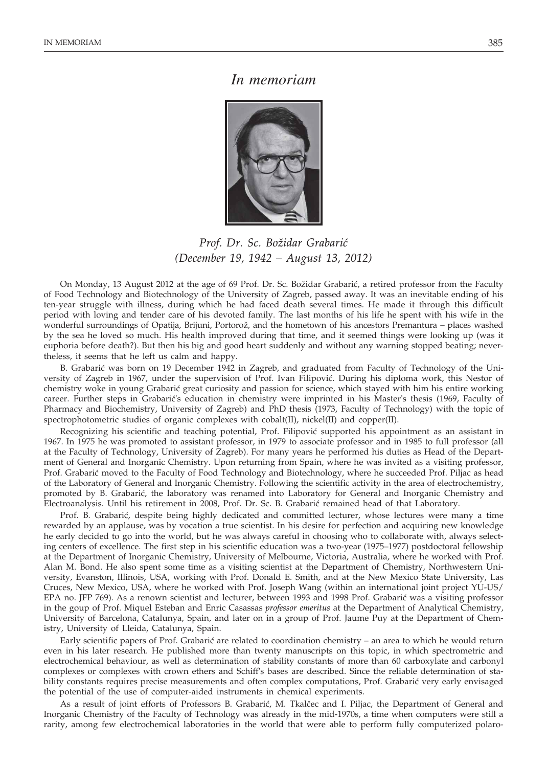# *In memoriam*

### *Prof. Dr. Sc. Božidar Grabarić*
### *(December 19, 1942 – August 13, 2012)*

On Monday, 13 August 2012 at the age of 69 Prof. Dr. Sc. Božidar Grabarić, a retired professor from the Faculty of Food Technology and Biotechnology of the University of Zagreb, passed away. It was an inevitable ending of his ten-year struggle with illness, during which he had faced death several times. He made it through this difficult period with loving and tender care of his devoted family. The last months of his life he spent with his wife in the wonderful surroundings of Opatija, Brijuni, Portorož, and the hometown of his ancestors Premantura – places washed by the sea he loved so much. His health improved during that time, and it seemed things were looking up (was it euphoria before death?). But then his big and good heart suddenly and without any warning stopped beating; nevertheless, it seems that he left us calm and happy.

B. Grabarić was born on 19 December 1942 in Zagreb, and graduated from Faculty of Technology of the University of Zagreb in 1967, under the supervision of Prof. Ivan Filipović. During his diploma work, this Nestor of chemistry woke in young Grabarić great curiosity and passion for science, which stayed with him his entire working career. Further steps in Grabarić's education in chemistry were imprinted in his Master's thesis (1969, Faculty of Pharmacy and Biochemistry, University of Zagreb) and PhD thesis (1973, Faculty of Technology) with the topic of spectrophotometric studies of organic complexes with cobalt(II), nickel(II) and copper(II).

Recognizing his scientific and teaching potential, Prof. Filipović supported his appointment as an assistant in 1967. In 1975 he was promoted to assistant professor, in 1979 to associate professor and in 1985 to full professor (all at the Faculty of Technology, University of Zagreb). For many years he performed his duties as Head of the Department of General and Inorganic Chemistry. Upon returning from Spain, where he was invited as a visiting professor, Prof. Grabarić moved to the Faculty of Food Technology and Biotechnology, where he succeeded Prof. Piljac as head of the Laboratory of General and Inorganic Chemistry. Following the scientific activity in the area of electrochemistry, promoted by B. Grabarić, the laboratory was renamed into Laboratory for General and Inorganic Chemistry and Electroanalysis. Until his retirement in 2008, Prof. Dr. Sc. B. Grabarić remained head of that Laboratory.

Prof. B. Grabarić, despite being highly dedicated and committed lecturer, whose lectures were many a time rewarded by an applause, was by vocation a true scientist. In his desire for perfection and acquiring new knowledge he early decided to go into the world, but he was always careful in choosing who to collaborate with, always selecting centers of excellence. The first step in his scientific education was a two-year (1975–1977) postdoctoral fellowship at the Department of Inorganic Chemistry, University of Melbourne, Victoria, Australia, where he worked with Prof. Alan M. Bond. He also spent some time as a visiting scientist at the Department of Chemistry, Northwestern University, Evanston, Illinois, USA, working with Prof. Donald E. Smith, and at the New Mexico State University, Las Cruces, New Mexico, USA, where he worked with Prof. Joseph Wang (within an international joint project YU-US/EPA no. JFP 769). As a renown scientist and lecturer, between 1993 and 1998 Prof. Grabarić was a visiting professor in the goup of Prof. Miquel Esteban and Enric Casassas *professor emeritus* at the Department of Analytical Chemistry, University of Barcelona, Catalunya, Spain, and later on in a group of Prof. Jaume Puy at the Department of Chemistry, University of Lleida, Catalunya, Spain.

Early scientific papers of Prof. Grabarić are related to coordination chemistry – an area to which he would return even in his later research. He published more than twenty manuscripts on this topic, in which spectrometric and electrochemical behaviour, as well as determination of stability constants of more than 60 carboxylate and carbonyl complexes or complexes with crown ethers and Schiff's bases are described. Since the reliable determination of stability constants requires precise measurements and often complex computations, Prof. Grabarić very early envisaged the potential of the use of computer-aided instruments in chemical experiments.

As a result of joint efforts of Professors B. Grabarić, M. Tkalčec and I. Piljac, the Department of General and Inorganic Chemistry of the Faculty of Technology was already in the mid-1970s, a time when computers were still a rarity, among few electrochemical laboratories in the world that were able to perform fully computerized polaro-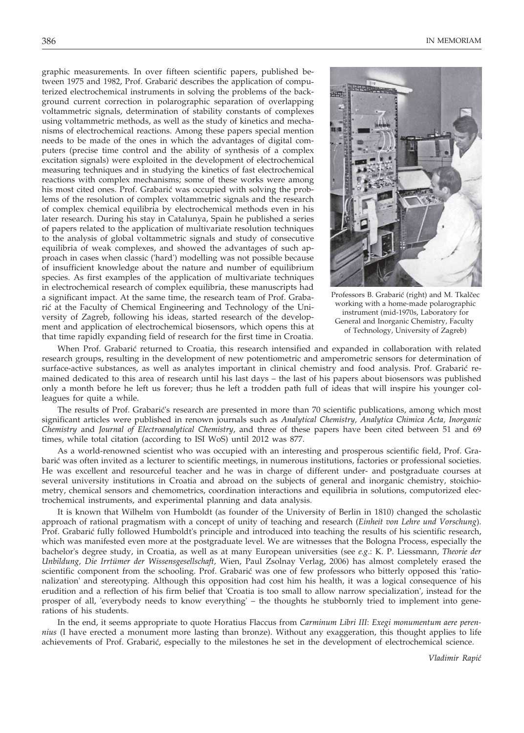graphic measurements. In over fifteen scientific papers, published between 1975 and 1982, Prof. Grabarić describes the application of computerized electrochemical instruments in solving the problems of the background current correction in polarographic separation of overlapping voltammetric signals, determination of stability constants of complexes using voltammetric methods, as well as the study of kinetics and mechanisms of electrochemical reactions. Among these papers special mention needs to be made of the ones in which the advantages of digital computers (precise time control and the ability of synthesis of a complex excitation signals) were exploited in the development of electrochemical measuring techniques and in studying the kinetics of fast electrochemical reactions with complex mechanisms; some of these works were among his most cited ones. Prof. Grabarić was occupied with solving the problems of the resolution of complex voltammetric signals and the research of complex chemical equilibria by electrochemical methods even in his later research. During his stay in Catalunya, Spain he published a series of papers related to the application of multivariate resolution techniques to the analysis of global voltammetric signals and study of consecutive equilibria of weak complexes, and showed the advantages of such approach in cases when classic ('hard') modelling was not possible because of insufficient knowledge about the nature and number of equilibrium species. As first examples of the application of multivariate techniques in electrochemical research of complex equilibria, these manuscripts had a significant impact. At the same time, the research team of Prof. Grabarić at the Faculty of Chemical Engineering and Technology of the University of Zagreb, following his ideas, started research of the development and application of electrochemical biosensors, which opens this at that time rapidly expanding field of research for the first time in Croatia.

Professors B. Grabarić (right) and M. Tkalčec working with a home-made polarographic instrument (mid-1970s, Laboratory for General and Inorganic Chemistry, Faculty of Technology, University of Zagreb)

When Prof. Grabarić returned to Croatia, this research intensified and expanded in collaboration with related research groups, resulting in the development of new potentiometric and amperometric sensors for determination of surface-active substances, as well as analytes important in clinical chemistry and food analysis. Prof. Grabarić remained dedicated to this area of research until his last days – the last of his papers about biosensors was published only a month before he left us forever; thus he left a trodden path full of ideas that will inspire his younger colleagues for quite a while.

The results of Prof. Grabarić's research are presented in more than 70 scientific publications, among which most significant articles were published in renown journals such as *Analytical Chemistry, Analytica Chimica Acta, Inorganic Chemistry* and *Journal of Electroanalytical Chemistry*, and three of these papers have been cited between 51 and 69 times, while total citation (according to ISI WoS) until 2012 was 877.

As a world-renowned scientist who was occupied with an interesting and prosperous scientific field, Prof. Grabarić was often invited as a lecturer to scientific meetings, in numerous institutions, factories or professional societies. He was excellent and resourceful teacher and he was in charge of different under- and postgraduate courses at several university institutions in Croatia and abroad on the subjects of general and inorganic chemistry, stoichiometry, chemical sensors and chemometrics, coordination interactions and equilibria in solutions, computorized electrochemical instruments, and experimental planning and data analysis.

It is known that Wilhelm von Humboldt (as founder of the University of Berlin in 1810) changed the scholastic approach of rational pragmatism with a concept of unity of teaching and research (*Einheit von Lehre und Vorschung*). Prof. Grabarić fully followed Humboldt's principle and introduced into teaching the results of his scientific research, which was manifested even more at the postgraduate level. We are witnesses that the Bologna Process, especially the bachelor's degree study, in Croatia, as well as at many European universities (see *e.g.*: K. P. Liessmann, *Theorie der Unbildung, Die Irrtümer der Wissensgesellschaft*, Wien, Paul Zsolnay Verlag, 2006) has almost completely erased the scientific component from the schooling. Prof. Grabarić was one of few professors who bitterly opposed this 'rationalization' and stereotyping. Although this opposition had cost him his health, it was a logical consequence of his erudition and a reflection of his firm belief that 'Croatia is too small to allow narrow specialization', instead for the prosper of all, 'everybody needs to know everything' – the thoughts he stubbornly tried to implement into generations of his students.

In the end, it seems appropriate to quote Horatius Flaccus from *Carminum Libri III*: *Exegi monumentum aere perennius* (I have erected a monument more lasting than bronze). Without any exaggeration, this thought applies to life achievements of Prof. Grabarić, especially to the milestones he set in the development of electrochemical science.

*Vladimir Rapić*